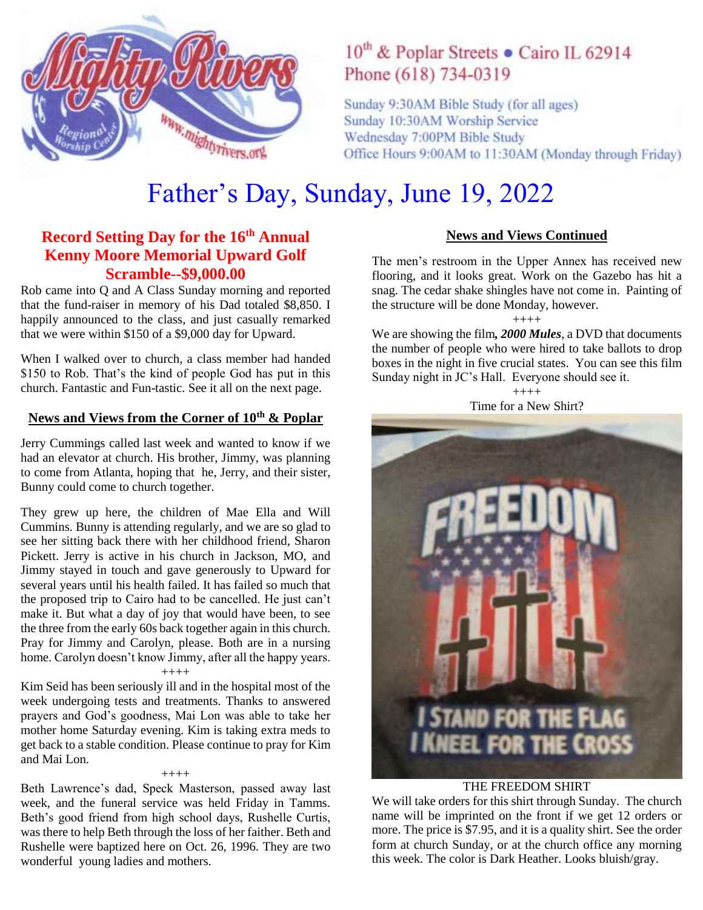Mighty Rivers Regional Worship Center
www.mightyrivers.org

10th & Poplar Streets • Cairo IL 62914
Phone (618) 734-0319

Sunday 9:30AM Bible Study (for all ages)
Sunday 10:30AM Worship Service
Wednesday 7:00PM Bible Study
Office Hours 9:00AM to 11:30AM (Monday through Friday)

# Father's Day, Sunday, June 19, 2022

## Record Setting Day for the 16th Annual Kenny Moore Memorial Upward Golf Scramble--$9,000.00

Rob came into Q and A Class Sunday morning and reported that the fund-raiser in memory of his Dad totaled $8,850. I happily announced to the class, and just casually remarked that we were within $150 of a $9,000 day for Upward.

When I walked over to church, a class member had handed $150 to Rob. That's the kind of people God has put in this church. Fantastic and Fun-tastic. See it all on the next page.

## News and Views from the Corner of 10th & Poplar

Jerry Cummings called last week and wanted to know if we had an elevator at church. His brother, Jimmy, was planning to come from Atlanta, hoping that he, Jerry, and their sister, Bunny could come to church together.

They grew up here, the children of Mae Ella and Will Cummins. Bunny is attending regularly, and we are so glad to see her sitting back there with her childhood friend, Sharon Pickett. Jerry is active in his church in Jackson, MO, and Jimmy stayed in touch and gave generously to Upward for several years until his health failed. It has failed so much that the proposed trip to Cairo had to be cancelled. He just can't make it. But what a day of joy that would have been, to see the three from the early 60s back together again in this church. Pray for Jimmy and Carolyn, please. Both are in a nursing home. Carolyn doesn't know Jimmy, after all the happy years.

++++

Kim Seid has been seriously ill and in the hospital most of the week undergoing tests and treatments. Thanks to answered prayers and God's goodness, Mai Lon was able to take her mother home Saturday evening. Kim is taking extra meds to get back to a stable condition. Please continue to pray for Kim and Mai Lon.

++++

Beth Lawrence's dad, Speck Masterson, passed away last week, and the funeral service was held Friday in Tamms. Beth's good friend from high school days, Rushelle Curtis, was there to help Beth through the loss of her faither. Beth and Rushelle were baptized here on Oct. 26, 1996. They are two wonderful young ladies and mothers.

## News and Views Continued

The men's restroom in the Upper Annex has received new flooring, and it looks great. Work on the Gazebo has hit a snag. The cedar shake shingles have not come in. Painting of the structure will be done Monday, however.

++++

We are showing the film***, 2000 Mules***, a DVD that documents the number of people who were hired to take ballots to drop boxes in the night in five crucial states. You can see this film Sunday night in JC's Hall. Everyone should see it.

++++

Time for a New Shirt?

THE FREEDOM SHIRT

We will take orders for this shirt through Sunday. The church name will be imprinted on the front if we get 12 orders or more. The price is $7.95, and it is a quality shirt. See the order form at church Sunday, or at the church office any morning this week. The color is Dark Heather. Looks bluish/gray.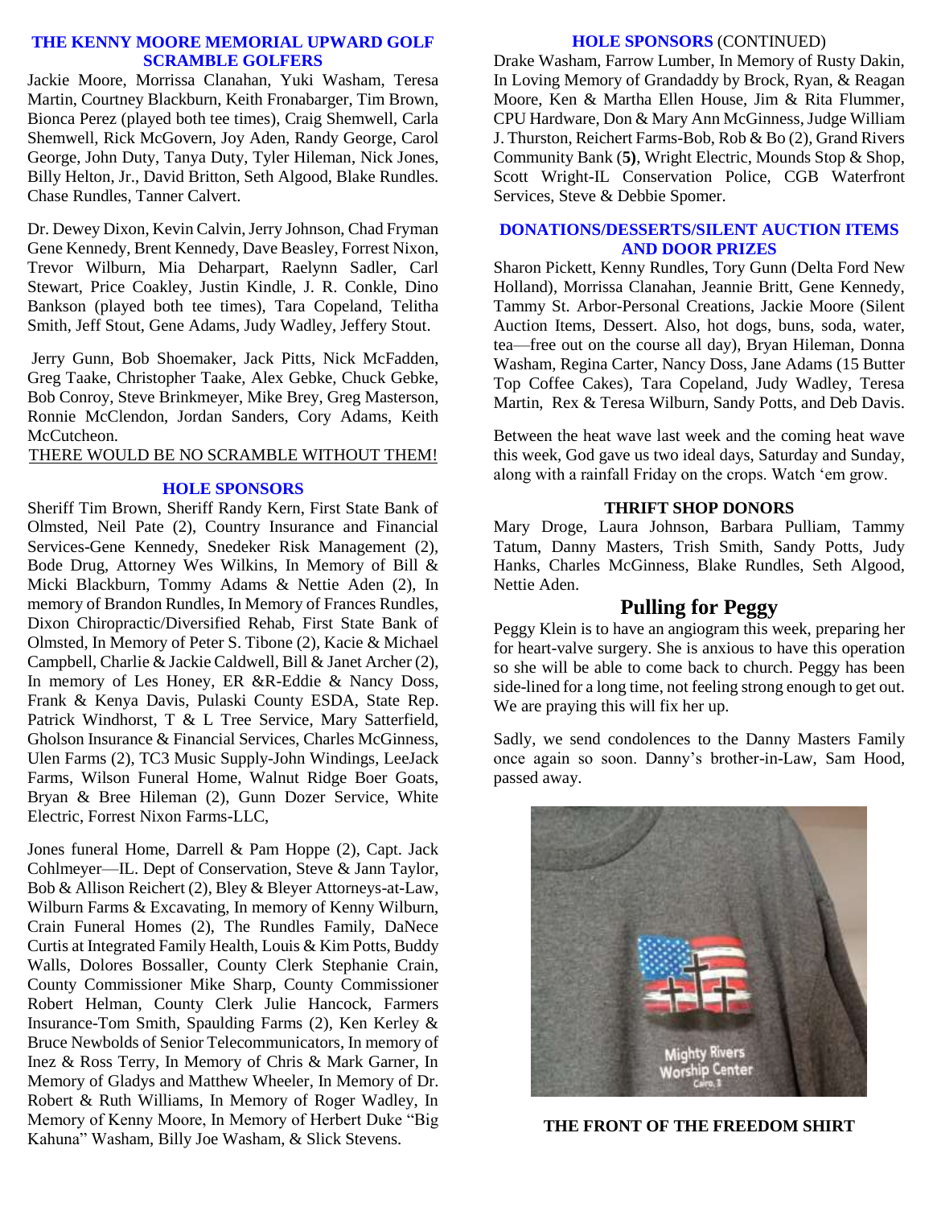## THE KENNY MOORE MEMORIAL UPWARD GOLF SCRAMBLE GOLFERS

Jackie Moore, Morrissa Clanahan, Yuki Washam, Teresa Martin, Courtney Blackburn, Keith Fronabarger, Tim Brown, Bionca Perez (played both tee times), Craig Shemwell, Carla Shemwell, Rick McGovern, Joy Aden, Randy George, Carol George, John Duty, Tanya Duty, Tyler Hileman, Nick Jones, Billy Helton, Jr., David Britton, Seth Algood, Blake Rundles. Chase Rundles, Tanner Calvert.

Dr. Dewey Dixon, Kevin Calvin, Jerry Johnson, Chad Fryman Gene Kennedy, Brent Kennedy, Dave Beasley, Forrest Nixon, Trevor Wilburn, Mia Deharpart, Raelynn Sadler, Carl Stewart, Price Coakley, Justin Kindle, J. R. Conkle, Dino Bankson (played both tee times), Tara Copeland, Telitha Smith, Jeff Stout, Gene Adams, Judy Wadley, Jeffery Stout.

Jerry Gunn, Bob Shoemaker, Jack Pitts, Nick McFadden, Greg Taake, Christopher Taake, Alex Gebke, Chuck Gebke, Bob Conroy, Steve Brinkmeyer, Mike Brey, Greg Masterson, Ronnie McClendon, Jordan Sanders, Cory Adams, Keith McCutcheon.

THERE WOULD BE NO SCRAMBLE WITHOUT THEM!

## HOLE SPONSORS

Sheriff Tim Brown, Sheriff Randy Kern, First State Bank of Olmsted, Neil Pate (2), Country Insurance and Financial Services-Gene Kennedy, Snedeker Risk Management (2), Bode Drug, Attorney Wes Wilkins, In Memory of Bill & Micki Blackburn, Tommy Adams & Nettie Aden (2), In memory of Brandon Rundles, In Memory of Frances Rundles, Dixon Chiropractic/Diversified Rehab, First State Bank of Olmsted, In Memory of Peter S. Tibone (2), Kacie & Michael Campbell, Charlie & Jackie Caldwell, Bill & Janet Archer (2), In memory of Les Honey, ER &R-Eddie & Nancy Doss, Frank & Kenya Davis, Pulaski County ESDA, State Rep. Patrick Windhorst, T & L Tree Service, Mary Satterfield, Gholson Insurance & Financial Services, Charles McGinness, Ulen Farms (2), TC3 Music Supply-John Windings, LeeJack Farms, Wilson Funeral Home, Walnut Ridge Boer Goats, Bryan & Bree Hileman (2), Gunn Dozer Service, White Electric, Forrest Nixon Farms-LLC,

Jones funeral Home, Darrell & Pam Hoppe (2), Capt. Jack Cohlmeyer—IL. Dept of Conservation, Steve & Jann Taylor, Bob & Allison Reichert (2), Bley & Bleyer Attorneys-at-Law, Wilburn Farms & Excavating, In memory of Kenny Wilburn, Crain Funeral Homes (2), The Rundles Family, DaNece Curtis at Integrated Family Health, Louis & Kim Potts, Buddy Walls, Dolores Bossaller, County Clerk Stephanie Crain, County Commissioner Mike Sharp, County Commissioner Robert Helman, County Clerk Julie Hancock, Farmers Insurance-Tom Smith, Spaulding Farms (2), Ken Kerley & Bruce Newbolds of Senior Telecommunicators, In memory of Inez & Ross Terry, In Memory of Chris & Mark Garner, In Memory of Gladys and Matthew Wheeler, In Memory of Dr. Robert & Ruth Williams, In Memory of Roger Wadley, In Memory of Kenny Moore, In Memory of Herbert Duke "Big Kahuna" Washam, Billy Joe Washam, & Slick Stevens.

## HOLE SPONSORS (CONTINUED)

Drake Washam, Farrow Lumber, In Memory of Rusty Dakin, In Loving Memory of Grandaddy by Brock, Ryan, & Reagan Moore, Ken & Martha Ellen House, Jim & Rita Flummer, CPU Hardware, Don & Mary Ann McGinness, Judge William J. Thurston, Reichert Farms-Bob, Rob & Bo (2), Grand Rivers Community Bank (**5)**, Wright Electric, Mounds Stop & Shop, Scott Wright-IL Conservation Police, CGB Waterfront Services, Steve & Debbie Spomer.

## DONATIONS/DESSERTS/SILENT AUCTION ITEMS AND DOOR PRIZES

Sharon Pickett, Kenny Rundles, Tory Gunn (Delta Ford New Holland), Morrissa Clanahan, Jeannie Britt, Gene Kennedy, Tammy St. Arbor-Personal Creations, Jackie Moore (Silent Auction Items, Dessert. Also, hot dogs, buns, soda, water, tea—free out on the course all day), Bryan Hileman, Donna Washam, Regina Carter, Nancy Doss, Jane Adams (15 Butter Top Coffee Cakes), Tara Copeland, Judy Wadley, Teresa Martin, Rex & Teresa Wilburn, Sandy Potts, and Deb Davis.

Between the heat wave last week and the coming heat wave this week, God gave us two ideal days, Saturday and Sunday, along with a rainfall Friday on the crops. Watch 'em grow.

## THRIFT SHOP DONORS

Mary Droge, Laura Johnson, Barbara Pulliam, Tammy Tatum, Danny Masters, Trish Smith, Sandy Potts, Judy Hanks, Charles McGinness, Blake Rundles, Seth Algood, Nettie Aden.

## Pulling for Peggy

Peggy Klein is to have an angiogram this week, preparing her for heart-valve surgery. She is anxious to have this operation so she will be able to come back to church. Peggy has been side-lined for a long time, not feeling strong enough to get out. We are praying this will fix her up.

Sadly, we send condolences to the Danny Masters Family once again so soon. Danny's brother-in-Law, Sam Hood, passed away.

THE FRONT OF THE FREEDOM SHIRT